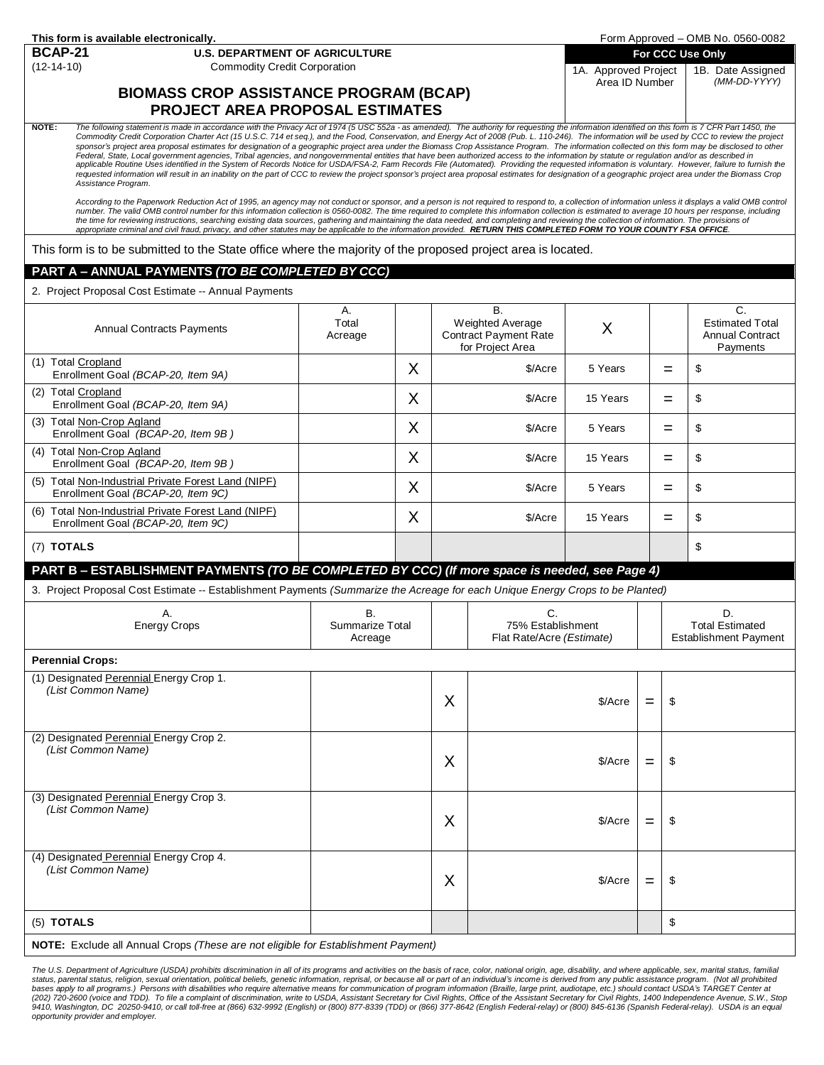This form is available electronically.

Form Approved – OMB No. 0560-0082

**BCAP-21** (12-14-10)

**U.S. DEPARTMENT OF AGRICULTURE**
Commodity Credit Corporation

# BIOMASS CROP ASSISTANCE PROGRAM (BCAP) PROJECT AREA PROPOSAL ESTIMATES

| For CCC Use Only | |
|---|---|
| 1A. Approved Project Area ID Number | 1B. Date Assigned *(MM-DD-YYYY)* |
| | |

**NOTE:** *The following statement is made in accordance with the Privacy Act of 1974 (5 USC 552a - as amended). The authority for requesting the information identified on this form is 7 CFR Part 1450, the Commodity Credit Corporation Charter Act (15 U.S.C. 714 et seq.), and the Food, Conservation, and Energy Act of 2008 (Pub. L. 110-246). The information will be used by CCC to review the project sponsor's project area proposal estimates for designation of a geographic project area under the Biomass Crop Assistance Program. The information collected on this form may be disclosed to other Federal, State, Local government agencies, Tribal agencies, and nongovernmental entities that have been authorized access to the information by statute or regulation and/or as described in applicable Routine Uses identified in the System of Records Notice for USDA/FSA-2, Farm Records File (Automated). Providing the requested information is voluntary. However, failure to furnish the requested information will result in an inability on the part of CCC to review the project sponsor's project area proposal estimates for designation of a geographic project area under the Biomass Crop Assistance Program.*

*According to the Paperwork Reduction Act of 1995, an agency may not conduct or sponsor, and a person is not required to respond to, a collection of information unless it displays a valid OMB control number. The valid OMB control number for this information collection is 0560-0082. The time required to complete this information collection is estimated to average 10 hours per response, including the time for reviewing instructions, searching existing data sources, gathering and maintaining the data needed, and completing and reviewing the collection of information. The provisions of appropriate criminal and civil fraud, privacy, and other statutes may be applicable to the information provided.* ***RETURN THIS COMPLETED FORM TO YOUR COUNTY FSA OFFICE.***

This form is to be submitted to the State office where the majority of the proposed project area is located.

## PART A – ANNUAL PAYMENTS *(TO BE COMPLETED BY CCC)*

2. Project Proposal Cost Estimate -- Annual Payments

| Annual Contracts Payments | A. Total Acreage | | B. Weighted Average Contract Payment Rate for Project Area | X | | C. Estimated Total Annual Contract Payments |
|---|---|---|---|---|---|---|
| (1) Total Cropland Enrollment Goal *(BCAP-20, Item 9A)* | | X | $/Acre | 5 Years | = | $ |
| (2) Total Cropland Enrollment Goal *(BCAP-20, Item 9A)* | | X | $/Acre | 15 Years | = | $ |
| (3) Total Non-Crop Agland Enrollment Goal *(BCAP-20, Item 9B )* | | X | $/Acre | 5 Years | = | $ |
| (4) Total Non-Crop Agland Enrollment Goal *(BCAP-20, Item 9B )* | | X | $/Acre | 15 Years | = | $ |
| (5) Total Non-Industrial Private Forest Land (NIPF) Enrollment Goal *(BCAP-20, Item 9C)* | | X | $/Acre | 5 Years | = | $ |
| (6) Total Non-Industrial Private Forest Land (NIPF) Enrollment Goal *(BCAP-20, Item 9C)* | | X | $/Acre | 15 Years | = | $ |
| (7) **TOTALS** | | | | | | $ |

## PART B – ESTABLISHMENT PAYMENTS *(TO BE COMPLETED BY CCC) (If more space is needed, see Page 4)*

3. Project Proposal Cost Estimate -- Establishment Payments *(Summarize the Acreage for each Unique Energy Crops to be Planted)*

| A. Energy Crops | B. Summarize Total Acreage | | C. 75% Establishment Flat Rate/Acre *(Estimate)* | | D. Total Estimated Establishment Payment |
|---|---|---|---|---|---|
| **Perennial Crops:** | | | | | |
| (1) Designated Perennial Energy Crop 1. *(List Common Name)* | | X | $/Acre | = | $ |
| (2) Designated Perennial Energy Crop 2. *(List Common Name)* | | X | $/Acre | = | $ |
| (3) Designated Perennial Energy Crop 3. *(List Common Name)* | | X | $/Acre | = | $ |
| (4) Designated Perennial Energy Crop 4. *(List Common Name)* | | X | $/Acre | = | $ |
| (5) **TOTALS** | | | | | $ |

**NOTE:** Exclude all Annual Crops *(These are not eligible for Establishment Payment)*

*The U.S. Department of Agriculture (USDA) prohibits discrimination in all of its programs and activities on the basis of race, color, national origin, age, disability, and where applicable, sex, marital status, familial status, parental status, religion, sexual orientation, political beliefs, genetic information, reprisal, or because all or part of an individual's income is derived from any public assistance program. (Not all prohibited bases apply to all programs.) Persons with disabilities who require alternative means for communication of program information (Braille, large print, audiotape, etc.) should contact USDA's TARGET Center at (202) 720-2600 (voice and TDD). To file a complaint of discrimination, write to USDA, Assistant Secretary for Civil Rights, Office of the Assistant Secretary for Civil Rights, 1400 Independence Avenue, S.W., Stop 9410, Washington, DC 20250-9410, or call toll-free at (866) 632-9992 (English) or (800) 877-8339 (TDD) or (866) 377-8642 (English Federal-relay) or (800) 845-6136 (Spanish Federal-relay). USDA is an equal opportunity provider and employer.*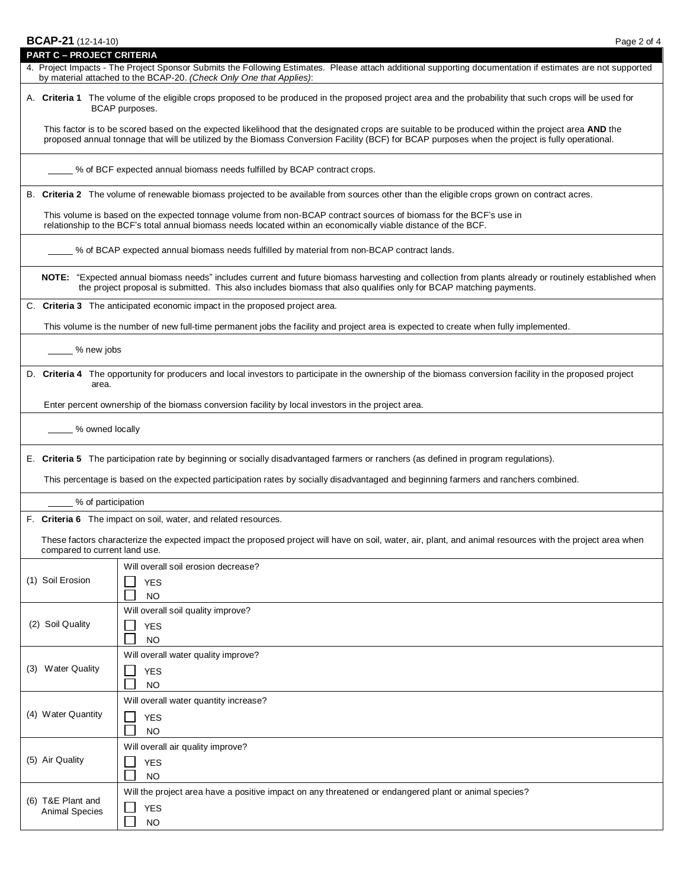## PART C – PROJECT CRITERIA

4. Project Impacts - The Project Sponsor Submits the Following Estimates. Please attach additional supporting documentation if estimates are not supported by material attached to the BCAP-20. *(Check Only One that Applies)*:

A. **Criteria 1** The volume of the eligible crops proposed to be produced in the proposed project area and the probability that such crops will be used for BCAP purposes.

This factor is to be scored based on the expected likelihood that the designated crops are suitable to be produced within the project area **AND** the proposed annual tonnage that will be utilized by the Biomass Conversion Facility (BCF) for BCAP purposes when the project is fully operational.

_____ % of BCF expected annual biomass needs fulfilled by BCAP contract crops.

B. **Criteria 2** The volume of renewable biomass projected to be available from sources other than the eligible crops grown on contract acres.

This volume is based on the expected tonnage volume from non-BCAP contract sources of biomass for the BCF's use in relationship to the BCF's total annual biomass needs located within an economically viable distance of the BCF.

_____ % of BCAP expected annual biomass needs fulfilled by material from non-BCAP contract lands.

**NOTE:** "Expected annual biomass needs" includes current and future biomass harvesting and collection from plants already or routinely established when the project proposal is submitted. This also includes biomass that also qualifies only for BCAP matching payments.

C. **Criteria 3** The anticipated economic impact in the proposed project area.

This volume is the number of new full-time permanent jobs the facility and project area is expected to create when fully implemented.

_____ % new jobs

D. **Criteria 4** The opportunity for producers and local investors to participate in the ownership of the biomass conversion facility in the proposed project area.

Enter percent ownership of the biomass conversion facility by local investors in the project area.

_____ % owned locally

E. **Criteria 5** The participation rate by beginning or socially disadvantaged farmers or ranchers (as defined in program regulations).

This percentage is based on the expected participation rates by socially disadvantaged and beginning farmers and ranchers combined.

_____ % of participation

F. **Criteria 6** The impact on soil, water, and related resources.

These factors characterize the expected impact the proposed project will have on soil, water, air, plant, and animal resources with the project area when compared to current land use.

| | |
|---|---|
| (1) Soil Erosion | Will overall soil erosion decrease?<br>☐ YES<br>☐ NO |
| (2) Soil Quality | Will overall soil quality improve?<br>☐ YES<br>☐ NO |
| (3) Water Quality | Will overall water quality improve?<br>☐ YES<br>☐ NO |
| (4) Water Quantity | Will overall water quantity increase?<br>☐ YES<br>☐ NO |
| (5) Air Quality | Will overall air quality improve?<br>☐ YES<br>☐ NO |
| (6) T&E Plant and Animal Species | Will the project area have a positive impact on any threatened or endangered plant or animal species?<br>☐ YES<br>☐ NO |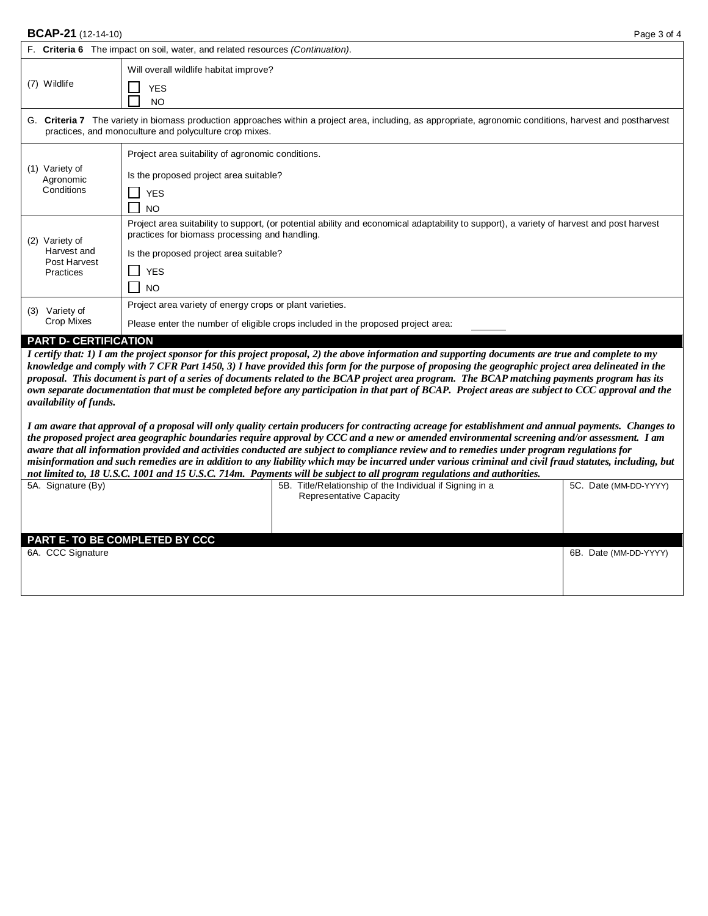| F. **Criteria 6** The impact on soil, water, and related resources *(Continuation)*. | |
|---|---|
| (7) Wildlife | Will overall wildlife habitat improve?<br>☐ YES<br>☐ NO |

| G. **Criteria 7** The variety in biomass production approaches within a project area, including, as appropriate, agronomic conditions, harvest and postharvest practices, and monoculture and polyculture crop mixes. | |
|---|---|
| (1) Variety of Agronomic Conditions | Project area suitability of agronomic conditions.<br>Is the proposed project area suitable?<br>☐ YES<br>☐ NO |
| (2) Variety of Harvest and Post Harvest Practices | Project area suitability to support, (or potential ability and economical adaptability to support), a variety of harvest and post harvest practices for biomass processing and handling.<br>Is the proposed project area suitable?<br>☐ YES<br>☐ NO |
| (3) Variety of Crop Mixes | Project area variety of energy crops or plant varieties.<br>Please enter the number of eligible crops included in the proposed project area: ______ |

## PART D- CERTIFICATION

***I certify that: 1) I am the project sponsor for this project proposal, 2) the above information and supporting documents are true and complete to my knowledge and comply with 7 CFR Part 1450, 3) I have provided this form for the purpose of proposing the geographic project area delineated in the proposal. This document is part of a series of documents related to the BCAP project area program. The BCAP matching payments program has its own separate documentation that must be completed before any participation in that part of BCAP. Project areas are subject to CCC approval and the availability of funds.***

***I am aware that approval of a proposal will only quality certain producers for contracting acreage for establishment and annual payments. Changes to the proposed project area geographic boundaries require approval by CCC and a new or amended environmental screening and/or assessment. I am aware that all information provided and activities conducted are subject to compliance review and to remedies under program regulations for misinformation and such remedies are in addition to any liability which may be incurred under various criminal and civil fraud statutes, including, but not limited to, 18 U.S.C. 1001 and 15 U.S.C. 714m. Payments will be subject to all program regulations and authorities.***

| 5A. Signature (By) | 5B. Title/Relationship of the Individual if Signing in a Representative Capacity | 5C. Date (MM-DD-YYYY) |
|---|---|---|
| | | |

## PART E- TO BE COMPLETED BY CCC

| 6A. CCC Signature | 6B. Date (MM-DD-YYYY) |
|---|---|
| | |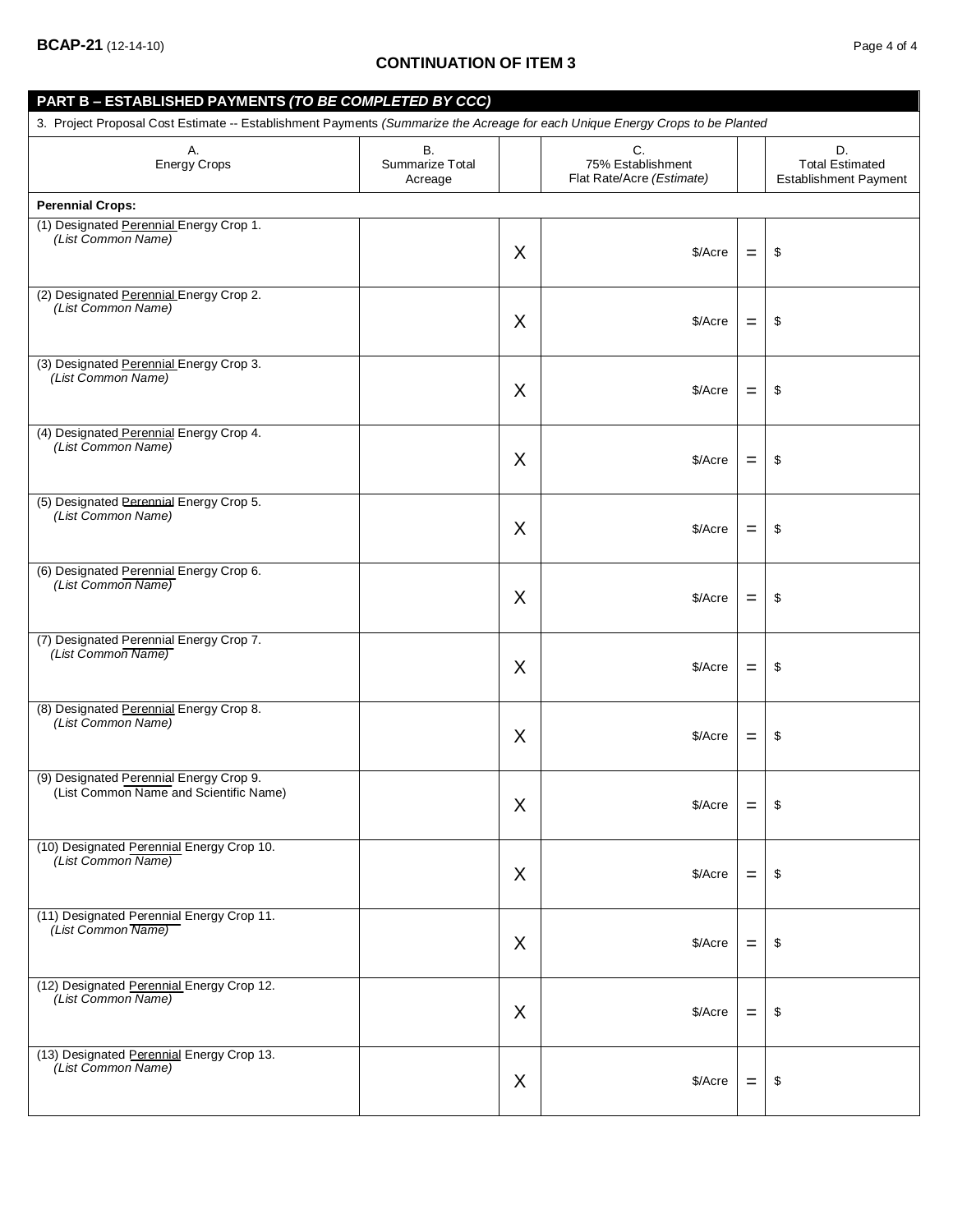## CONTINUATION OF ITEM 3

**PART B – ESTABLISHED PAYMENTS *(TO BE COMPLETED BY CCC)***

3. Project Proposal Cost Estimate -- Establishment Payments *(Summarize the Acreage for each Unique Energy Crops to be Planted*

| A. Energy Crops | B. Summarize Total Acreage | | C. 75% Establishment Flat Rate/Acre *(Estimate)* | | D. Total Estimated Establishment Payment |
|---|---|---|---|---|---|
| **Perennial Crops:** | | | | | |
| (1) Designated Perennial Energy Crop 1. *(List Common Name)* | | X | $/Acre | = | $ |
| (2) Designated Perennial Energy Crop 2. *(List Common Name)* | | X | $/Acre | = | $ |
| (3) Designated Perennial Energy Crop 3. *(List Common Name)* | | X | $/Acre | = | $ |
| (4) Designated Perennial Energy Crop 4. *(List Common Name)* | | X | $/Acre | = | $ |
| (5) Designated Perennial Energy Crop 5. *(List Common Name)* | | X | $/Acre | = | $ |
| (6) Designated Perennial Energy Crop 6. *(List Common Name)* | | X | $/Acre | = | $ |
| (7) Designated Perennial Energy Crop 7. *(List Common Name)* | | X | $/Acre | = | $ |
| (8) Designated Perennial Energy Crop 8. *(List Common Name)* | | X | $/Acre | = | $ |
| (9) Designated Perennial Energy Crop 9. (List Common Name and Scientific Name) | | X | $/Acre | = | $ |
| (10) Designated Perennial Energy Crop 10. *(List Common Name)* | | X | $/Acre | = | $ |
| (11) Designated Perennial Energy Crop 11. *(List Common Name)* | | X | $/Acre | = | $ |
| (12) Designated Perennial Energy Crop 12. *(List Common Name)* | | X | $/Acre | = | $ |
| (13) Designated Perennial Energy Crop 13. *(List Common Name)* | | X | $/Acre | = | $ |